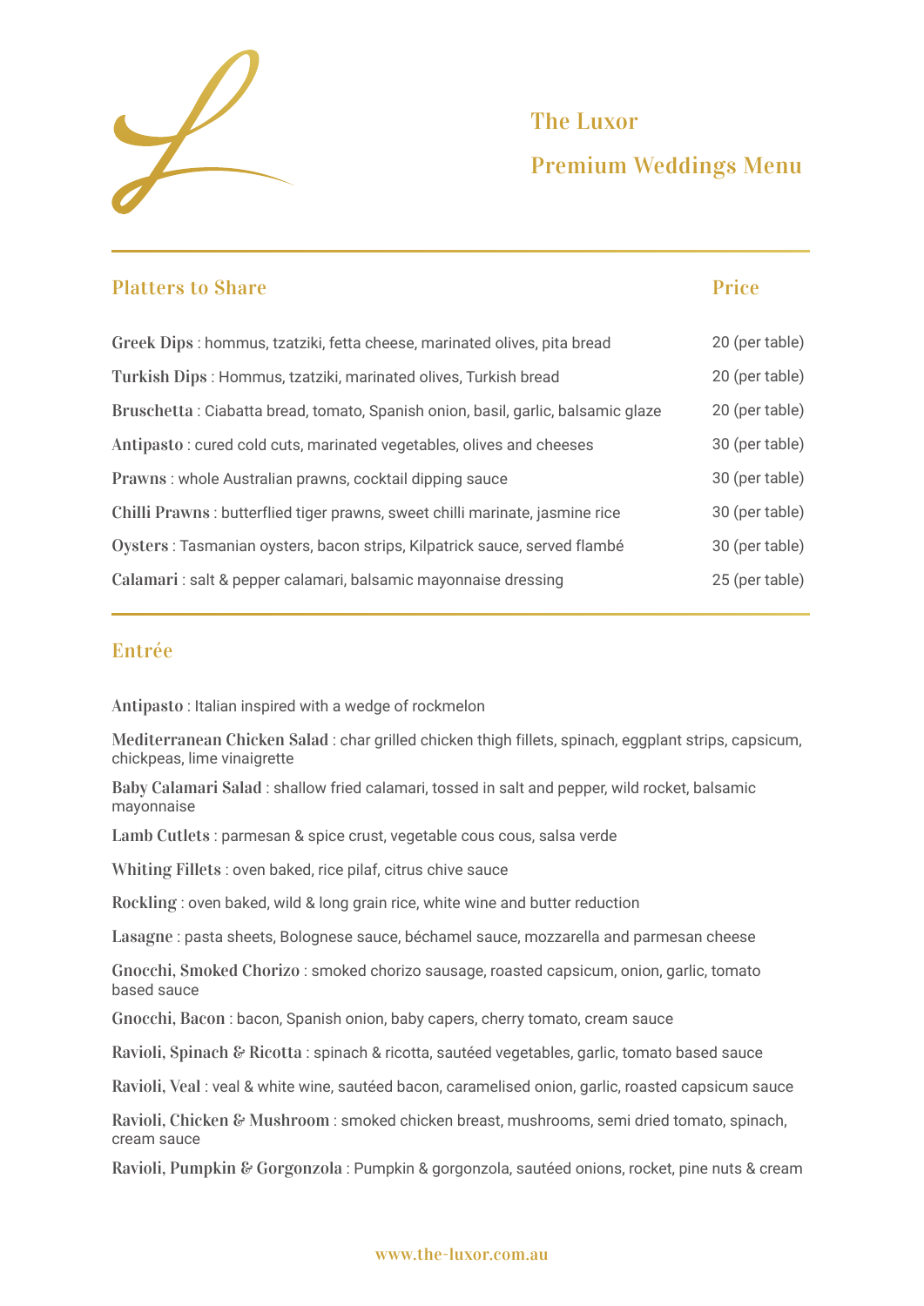# The Luxor

## Premium Weddings Menu

| Platters to Share | Price |
| --- | --- |
| **Greek Dips** : hommus, tzatziki, fetta cheese, marinated olives, pita bread | 20 (per table) |
| **Turkish Dips** : Hommus, tzatziki, marinated olives, Turkish bread | 20 (per table) |
| **Bruschetta** : Ciabatta bread, tomato, Spanish onion, basil, garlic, balsamic glaze | 20 (per table) |
| **Antipasto** : cured cold cuts, marinated vegetables, olives and cheeses | 30 (per table) |
| **Prawns** : whole Australian prawns, cocktail dipping sauce | 30 (per table) |
| **Chilli Prawns** : butterflied tiger prawns, sweet chilli marinate, jasmine rice | 30 (per table) |
| **Oysters** : Tasmanian oysters, bacon strips, Kilpatrick sauce, served flambé | 30 (per table) |
| **Calamari** : salt & pepper calamari, balsamic mayonnaise dressing | 25 (per table) |

## Entrée

**Antipasto** : Italian inspired with a wedge of rockmelon

**Mediterranean Chicken Salad** : char grilled chicken thigh fillets, spinach, eggplant strips, capsicum, chickpeas, lime vinaigrette

**Baby Calamari Salad** : shallow fried calamari, tossed in salt and pepper, wild rocket, balsamic mayonnaise

**Lamb Cutlets** : parmesan & spice crust, vegetable cous cous, salsa verde

**Whiting Fillets** : oven baked, rice pilaf, citrus chive sauce

**Rockling** : oven baked, wild & long grain rice, white wine and butter reduction

**Lasagne** : pasta sheets, Bolognese sauce, béchamel sauce, mozzarella and parmesan cheese

**Gnocchi, Smoked Chorizo** : smoked chorizo sausage, roasted capsicum, onion, garlic, tomato based sauce

**Gnocchi, Bacon** : bacon, Spanish onion, baby capers, cherry tomato, cream sauce

**Ravioli, Spinach & Ricotta** : spinach & ricotta, sautéed vegetables, garlic, tomato based sauce

**Ravioli, Veal** : veal & white wine, sautéed bacon, caramelised onion, garlic, roasted capsicum sauce

**Ravioli, Chicken & Mushroom** : smoked chicken breast, mushrooms, semi dried tomato, spinach, cream sauce

**Ravioli, Pumpkin & Gorgonzola** : Pumpkin & gorgonzola, sautéed onions, rocket, pine nuts & cream

www.the-luxor.com.au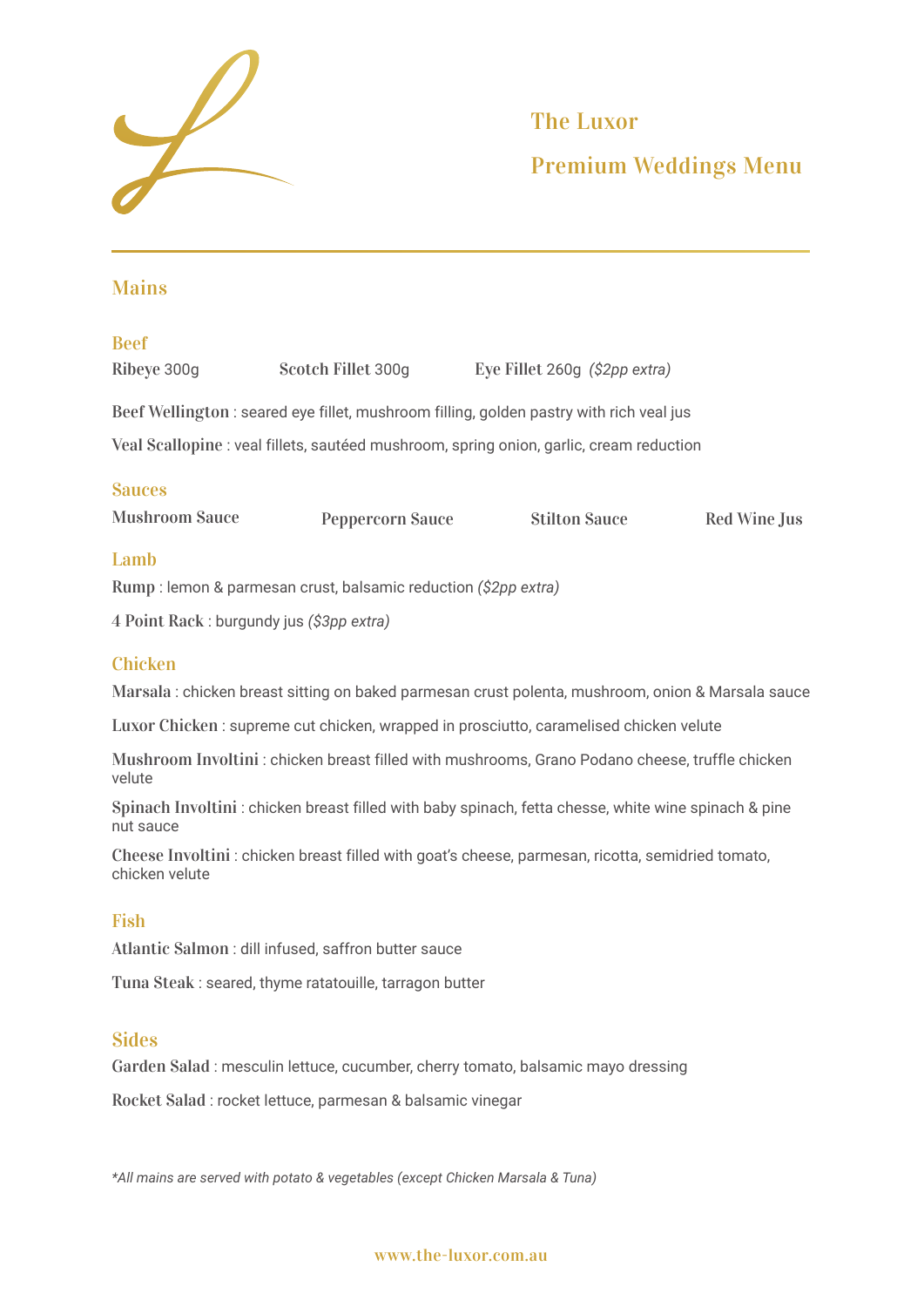# The Luxor

# Premium Weddings Menu

## Mains

### Beef

**Ribeye** 300g

**Scotch Fillet** 300g

**Eye Fillet** 260g *($2pp extra)*

**Beef Wellington** : seared eye fillet, mushroom filling, golden pastry with rich veal jus

**Veal Scallopine** : veal fillets, sautéed mushroom, spring onion, garlic, cream reduction

### Sauces

**Mushroom Sauce**

**Peppercorn Sauce**

**Stilton Sauce**

**Red Wine Jus**

### Lamb

**Rump** : lemon & parmesan crust, balsamic reduction *($2pp extra)*

**4 Point Rack** : burgundy jus *($3pp extra)*

### Chicken

**Marsala** : chicken breast sitting on baked parmesan crust polenta, mushroom, onion & Marsala sauce

**Luxor Chicken** : supreme cut chicken, wrapped in prosciutto, caramelised chicken velute

**Mushroom Involtini** : chicken breast filled with mushrooms, Grano Podano cheese, truffle chicken velute

**Spinach Involtini** : chicken breast filled with baby spinach, fetta chesse, white wine spinach & pine nut sauce

**Cheese Involtini** : chicken breast filled with goat's cheese, parmesan, ricotta, semidried tomato, chicken velute

### Fish

**Atlantic Salmon** : dill infused, saffron butter sauce

**Tuna Steak** : seared, thyme ratatouille, tarragon butter

## Sides

**Garden Salad** : mesculin lettuce, cucumber, cherry tomato, balsamic mayo dressing

**Rocket Salad** : rocket lettuce, parmesan & balsamic vinegar

*\*All mains are served with potato & vegetables (except Chicken Marsala & Tuna)*

www.the-luxor.com.au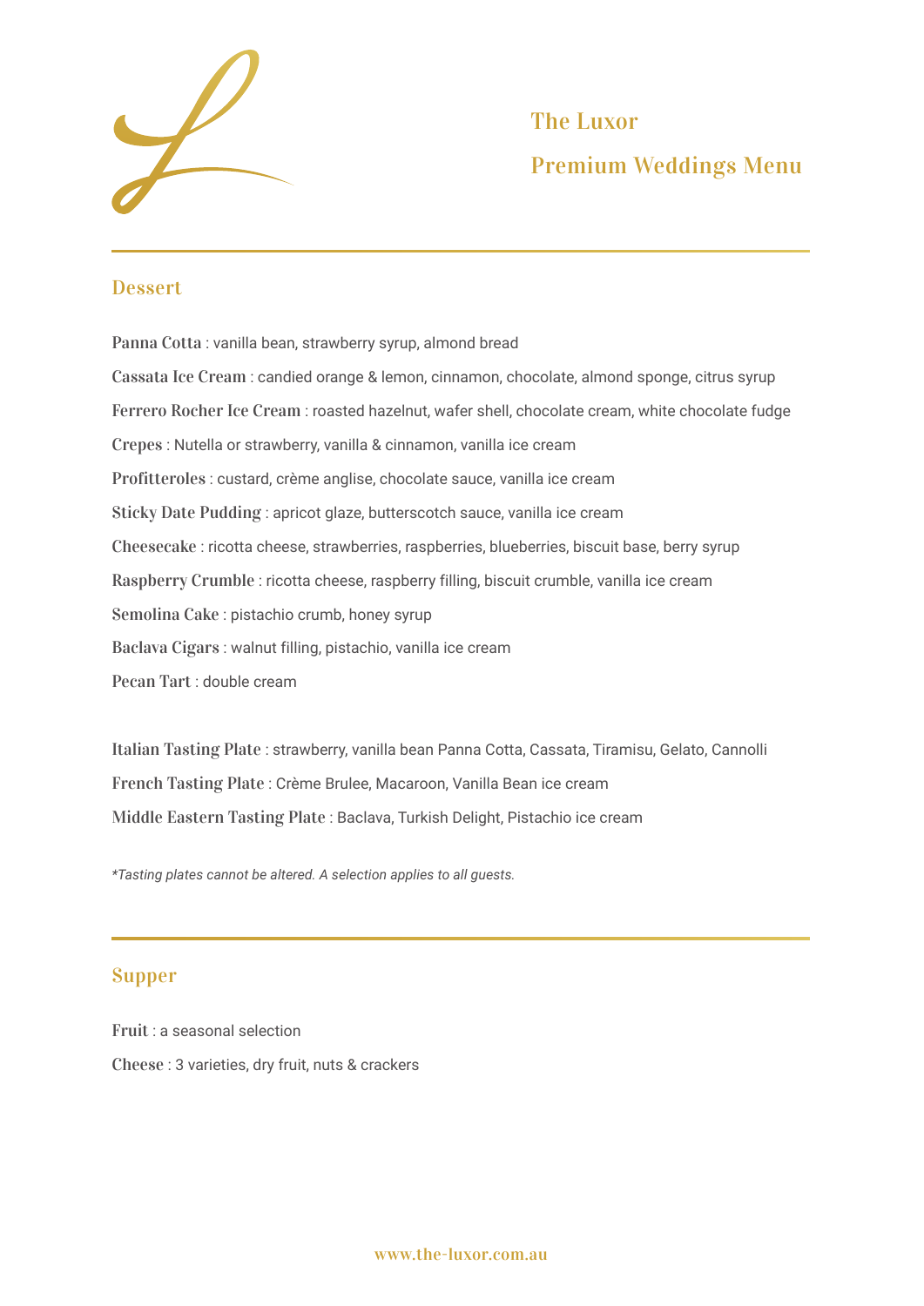# The Luxor

## Premium Weddings Menu

---

## Dessert

**Panna Cotta** : vanilla bean, strawberry syrup, almond bread

**Cassata Ice Cream** : candied orange & lemon, cinnamon, chocolate, almond sponge, citrus syrup

**Ferrero Rocher Ice Cream** : roasted hazelnut, wafer shell, chocolate cream, white chocolate fudge

**Crepes** : Nutella or strawberry, vanilla & cinnamon, vanilla ice cream

**Profitteroles** : custard, crème anglise, chocolate sauce, vanilla ice cream

**Sticky Date Pudding** : apricot glaze, butterscotch sauce, vanilla ice cream

**Cheesecake** : ricotta cheese, strawberries, raspberries, blueberries, biscuit base, berry syrup

**Raspberry Crumble** : ricotta cheese, raspberry filling, biscuit crumble, vanilla ice cream

**Semolina Cake** : pistachio crumb, honey syrup

**Baclava Cigars** : walnut filling, pistachio, vanilla ice cream

**Pecan Tart** : double cream

**Italian Tasting Plate** : strawberry, vanilla bean Panna Cotta, Cassata, Tiramisu, Gelato, Cannolli

**French Tasting Plate** : Crème Brulee, Macaroon, Vanilla Bean ice cream

**Middle Eastern Tasting Plate** : Baclava, Turkish Delight, Pistachio ice cream

*\*Tasting plates cannot be altered. A selection applies to all guests.*

---

## Supper

**Fruit** : a seasonal selection

**Cheese** : 3 varieties, dry fruit, nuts & crackers

www.the-luxor.com.au